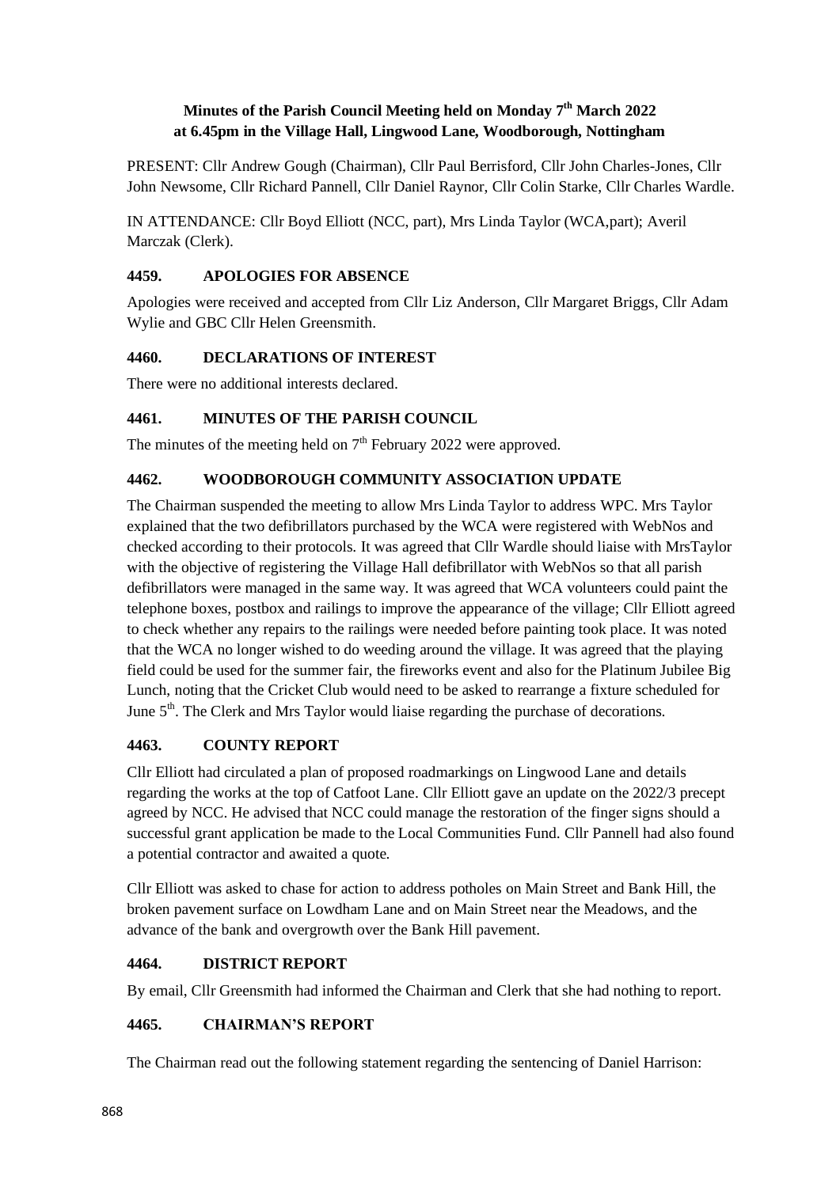# Minutes of the Parish Council Meeting held on Monday 7th March 2022 at 6.45pm in the Village Hall, Lingwood Lane, Woodborough, Nottingham

PRESENT: Cllr Andrew Gough (Chairman), Cllr Paul Berrisford, Cllr John Charles-Jones, Cllr John Newsome, Cllr Richard Pannell, Cllr Daniel Raynor, Cllr Colin Starke, Cllr Charles Wardle.

IN ATTENDANCE: Cllr Boyd Elliott (NCC, part), Mrs Linda Taylor (WCA,part); Averil Marczak (Clerk).

## 4459. APOLOGIES FOR ABSENCE

Apologies were received and accepted from Cllr Liz Anderson, Cllr Margaret Briggs, Cllr Adam Wylie and GBC Cllr Helen Greensmith.

## 4460. DECLARATIONS OF INTEREST

There were no additional interests declared.

## 4461. MINUTES OF THE PARISH COUNCIL

The minutes of the meeting held on 7th February 2022 were approved.

## 4462. WOODBOROUGH COMMUNITY ASSOCIATION UPDATE

The Chairman suspended the meeting to allow Mrs Linda Taylor to address WPC. Mrs Taylor explained that the two defibrillators purchased by the WCA were registered with WebNos and checked according to their protocols. It was agreed that Cllr Wardle should liaise with MrsTaylor with the objective of registering the Village Hall defibrillator with WebNos so that all parish defibrillators were managed in the same way. It was agreed that WCA volunteers could paint the telephone boxes, postbox and railings to improve the appearance of the village; Cllr Elliott agreed to check whether any repairs to the railings were needed before painting took place. It was noted that the WCA no longer wished to do weeding around the village. It was agreed that the playing field could be used for the summer fair, the fireworks event and also for the Platinum Jubilee Big Lunch, noting that the Cricket Club would need to be asked to rearrange a fixture scheduled for June 5th. The Clerk and Mrs Taylor would liaise regarding the purchase of decorations.

## 4463. COUNTY REPORT

Cllr Elliott had circulated a plan of proposed roadmarkings on Lingwood Lane and details regarding the works at the top of Catfoot Lane. Cllr Elliott gave an update on the 2022/3 precept agreed by NCC. He advised that NCC could manage the restoration of the finger signs should a successful grant application be made to the Local Communities Fund. Cllr Pannell had also found a potential contractor and awaited a quote.

Cllr Elliott was asked to chase for action to address potholes on Main Street and Bank Hill, the broken pavement surface on Lowdham Lane and on Main Street near the Meadows, and the advance of the bank and overgrowth over the Bank Hill pavement.

## 4464. DISTRICT REPORT

By email, Cllr Greensmith had informed the Chairman and Clerk that she had nothing to report.

## 4465. CHAIRMAN'S REPORT

The Chairman read out the following statement regarding the sentencing of Daniel Harrison: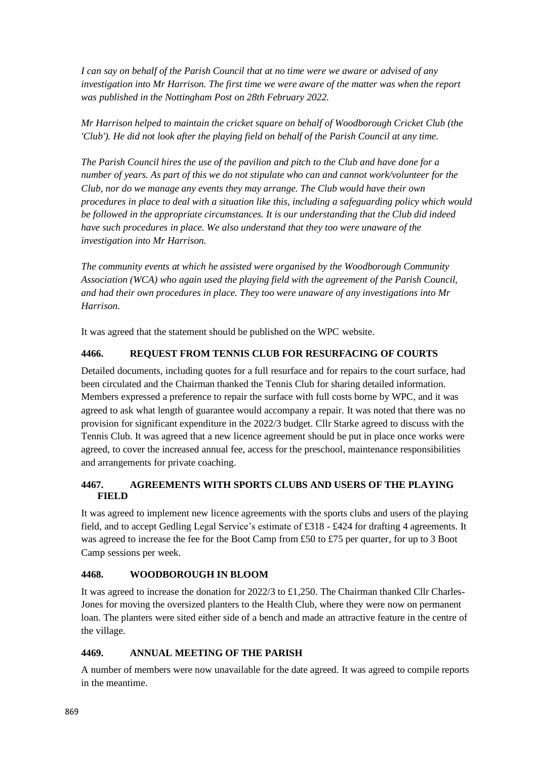*I can say on behalf of the Parish Council that at no time were we aware or advised of any investigation into Mr Harrison. The first time we were aware of the matter was when the report was published in the Nottingham Post on 28th February 2022.*

*Mr Harrison helped to maintain the cricket square on behalf of Woodborough Cricket Club (the 'Club'). He did not look after the playing field on behalf of the Parish Council at any time.*

*The Parish Council hires the use of the pavilion and pitch to the Club and have done for a number of years. As part of this we do not stipulate who can and cannot work/volunteer for the Club, nor do we manage any events they may arrange. The Club would have their own procedures in place to deal with a situation like this, including a safeguarding policy which would be followed in the appropriate circumstances. It is our understanding that the Club did indeed have such procedures in place. We also understand that they too were unaware of the investigation into Mr Harrison.*

*The community events at which he assisted were organised by the Woodborough Community Association (WCA) who again used the playing field with the agreement of the Parish Council, and had their own procedures in place. They too were unaware of any investigations into Mr Harrison.*

It was agreed that the statement should be published on the WPC website.

### 4466. REQUEST FROM TENNIS CLUB FOR RESURFACING OF COURTS

Detailed documents, including quotes for a full resurface and for repairs to the court surface, had been circulated and the Chairman thanked the Tennis Club for sharing detailed information. Members expressed a preference to repair the surface with full costs borne by WPC, and it was agreed to ask what length of guarantee would accompany a repair. It was noted that there was no provision for significant expenditure in the 2022/3 budget. Cllr Starke agreed to discuss with the Tennis Club. It was agreed that a new licence agreement should be put in place once works were agreed, to cover the increased annual fee, access for the preschool, maintenance responsibilities and arrangements for private coaching.

### 4467. AGREEMENTS WITH SPORTS CLUBS AND USERS OF THE PLAYING FIELD

It was agreed to implement new licence agreements with the sports clubs and users of the playing field, and to accept Gedling Legal Service's estimate of £318 - £424 for drafting 4 agreements. It was agreed to increase the fee for the Boot Camp from £50 to £75 per quarter, for up to 3 Boot Camp sessions per week.

### 4468. WOODBOROUGH IN BLOOM

It was agreed to increase the donation for 2022/3 to £1,250. The Chairman thanked Cllr Charles-Jones for moving the oversized planters to the Health Club, where they were now on permanent loan. The planters were sited either side of a bench and made an attractive feature in the centre of the village.

### 4469. ANNUAL MEETING OF THE PARISH

A number of members were now unavailable for the date agreed. It was agreed to compile reports in the meantime.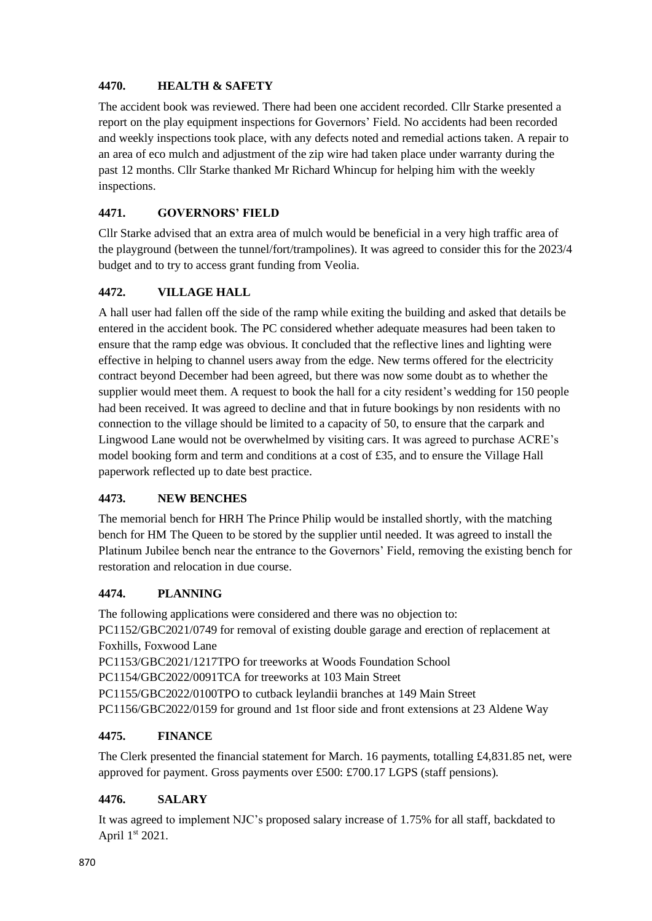### 4470. HEALTH & SAFETY

The accident book was reviewed. There had been one accident recorded. Cllr Starke presented a report on the play equipment inspections for Governors' Field. No accidents had been recorded and weekly inspections took place, with any defects noted and remedial actions taken. A repair to an area of eco mulch and adjustment of the zip wire had taken place under warranty during the past 12 months. Cllr Starke thanked Mr Richard Whincup for helping him with the weekly inspections.

### 4471. GOVERNORS' FIELD

Cllr Starke advised that an extra area of mulch would be beneficial in a very high traffic area of the playground (between the tunnel/fort/trampolines). It was agreed to consider this for the 2023/4 budget and to try to access grant funding from Veolia.

### 4472. VILLAGE HALL

A hall user had fallen off the side of the ramp while exiting the building and asked that details be entered in the accident book. The PC considered whether adequate measures had been taken to ensure that the ramp edge was obvious. It concluded that the reflective lines and lighting were effective in helping to channel users away from the edge. New terms offered for the electricity contract beyond December had been agreed, but there was now some doubt as to whether the supplier would meet them. A request to book the hall for a city resident's wedding for 150 people had been received. It was agreed to decline and that in future bookings by non residents with no connection to the village should be limited to a capacity of 50, to ensure that the carpark and Lingwood Lane would not be overwhelmed by visiting cars. It was agreed to purchase ACRE's model booking form and term and conditions at a cost of £35, and to ensure the Village Hall paperwork reflected up to date best practice.

### 4473. NEW BENCHES

The memorial bench for HRH The Prince Philip would be installed shortly, with the matching bench for HM The Queen to be stored by the supplier until needed. It was agreed to install the Platinum Jubilee bench near the entrance to the Governors' Field, removing the existing bench for restoration and relocation in due course.

### 4474. PLANNING

The following applications were considered and there was no objection to:
PC1152/GBC2021/0749 for removal of existing double garage and erection of replacement at Foxhills, Foxwood Lane
PC1153/GBC2021/1217TPO for treeworks at Woods Foundation School
PC1154/GBC2022/0091TCA for treeworks at 103 Main Street
PC1155/GBC2022/0100TPO to cutback leylandii branches at 149 Main Street
PC1156/GBC2022/0159 for ground and 1st floor side and front extensions at 23 Aldene Way

### 4475. FINANCE

The Clerk presented the financial statement for March. 16 payments, totalling £4,831.85 net, were approved for payment. Gross payments over £500: £700.17 LGPS (staff pensions).

### 4476. SALARY

It was agreed to implement NJC's proposed salary increase of 1.75% for all staff, backdated to April 1st 2021.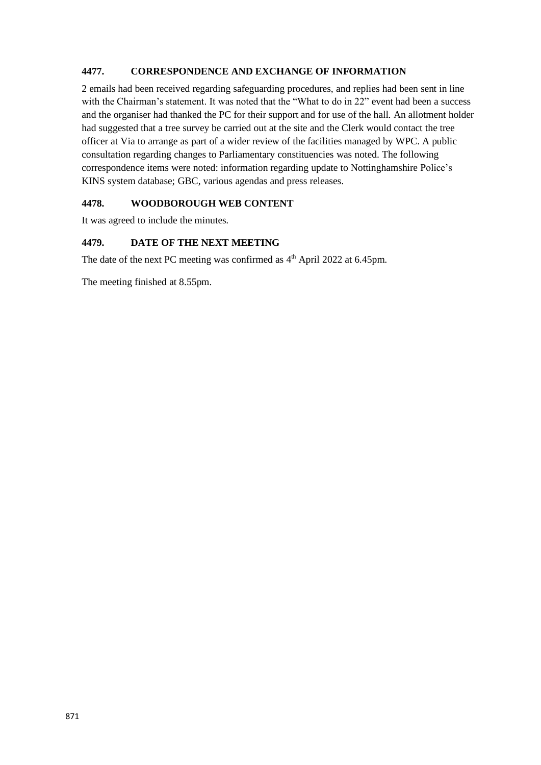### 4477. CORRESPONDENCE AND EXCHANGE OF INFORMATION

2 emails had been received regarding safeguarding procedures, and replies had been sent in line with the Chairman's statement. It was noted that the "What to do in 22" event had been a success and the organiser had thanked the PC for their support and for use of the hall. An allotment holder had suggested that a tree survey be carried out at the site and the Clerk would contact the tree officer at Via to arrange as part of a wider review of the facilities managed by WPC. A public consultation regarding changes to Parliamentary constituencies was noted. The following correspondence items were noted: information regarding update to Nottinghamshire Police's KINS system database; GBC, various agendas and press releases.

### 4478. WOODBOROUGH WEB CONTENT

It was agreed to include the minutes.

### 4479. DATE OF THE NEXT MEETING

The date of the next PC meeting was confirmed as 4th April 2022 at 6.45pm.

The meeting finished at 8.55pm.